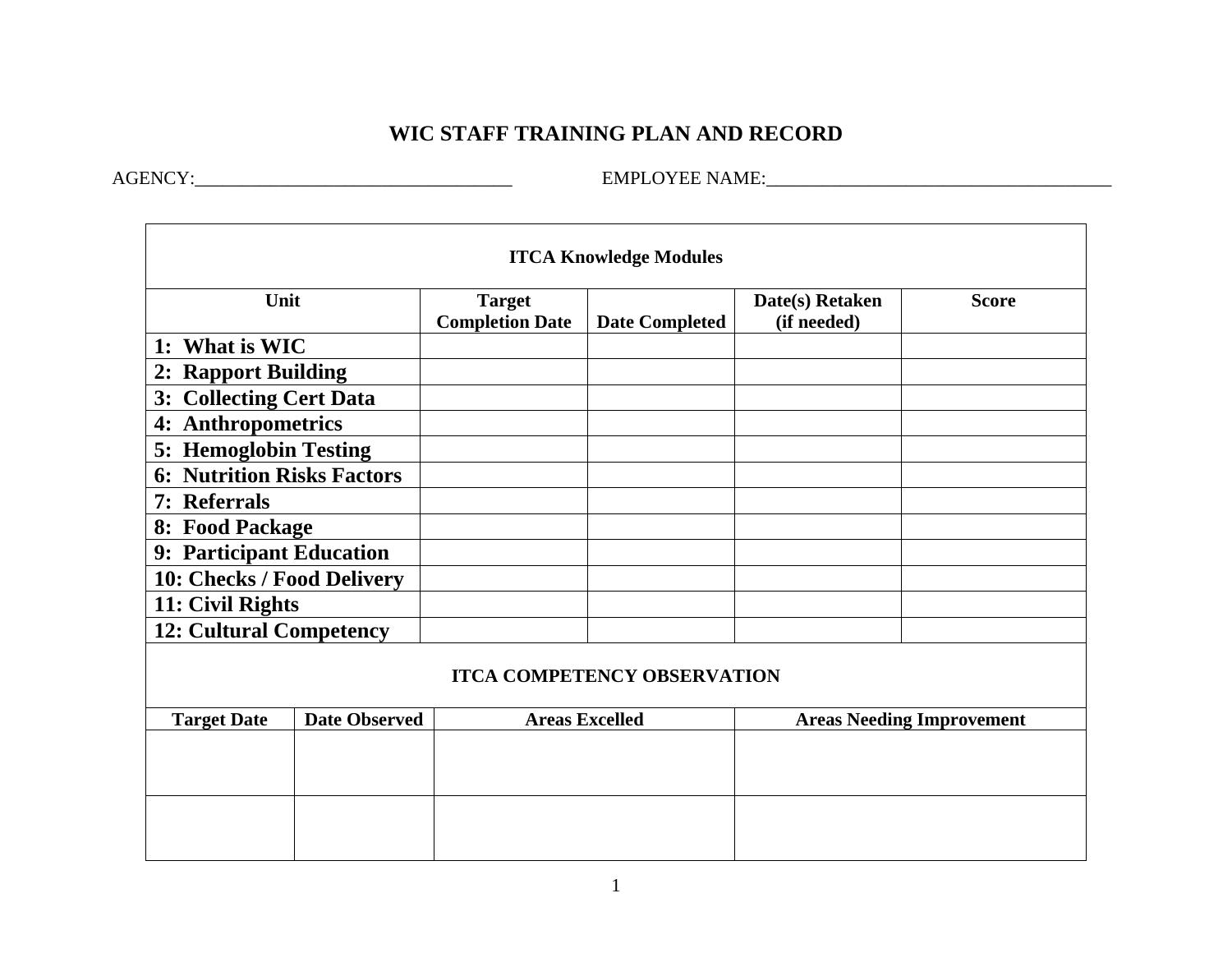# WIC STAFF TRAINING PLAN AND RECORD

AGENCY:___________________________________ EMPLOYEE NAME:______________________________________

| ITCA Knowledge Modules | | | | |
|---|---|---|---|---|
| **Unit** | **Target Completion Date** | **Date Completed** | **Date(s) Retaken (if needed)** | **Score** |
| **1: What is WIC** | | | | |
| **2: Rapport Building** | | | | |
| **3: Collecting Cert Data** | | | | |
| **4: Anthropometrics** | | | | |
| **5: Hemoglobin Testing** | | | | |
| **6: Nutrition Risks Factors** | | | | |
| **7: Referrals** | | | | |
| **8: Food Package** | | | | |
| **9: Participant Education** | | | | |
| **10: Checks / Food Delivery** | | | | |
| **11: Civil Rights** | | | | |
| **12: Cultural Competency** | | | | |

| ITCA COMPETENCY OBSERVATION | | | |
|---|---|---|---|
| **Target Date** | **Date Observed** | **Areas Excelled** | **Areas Needing Improvement** |
| | | | |
| | | | |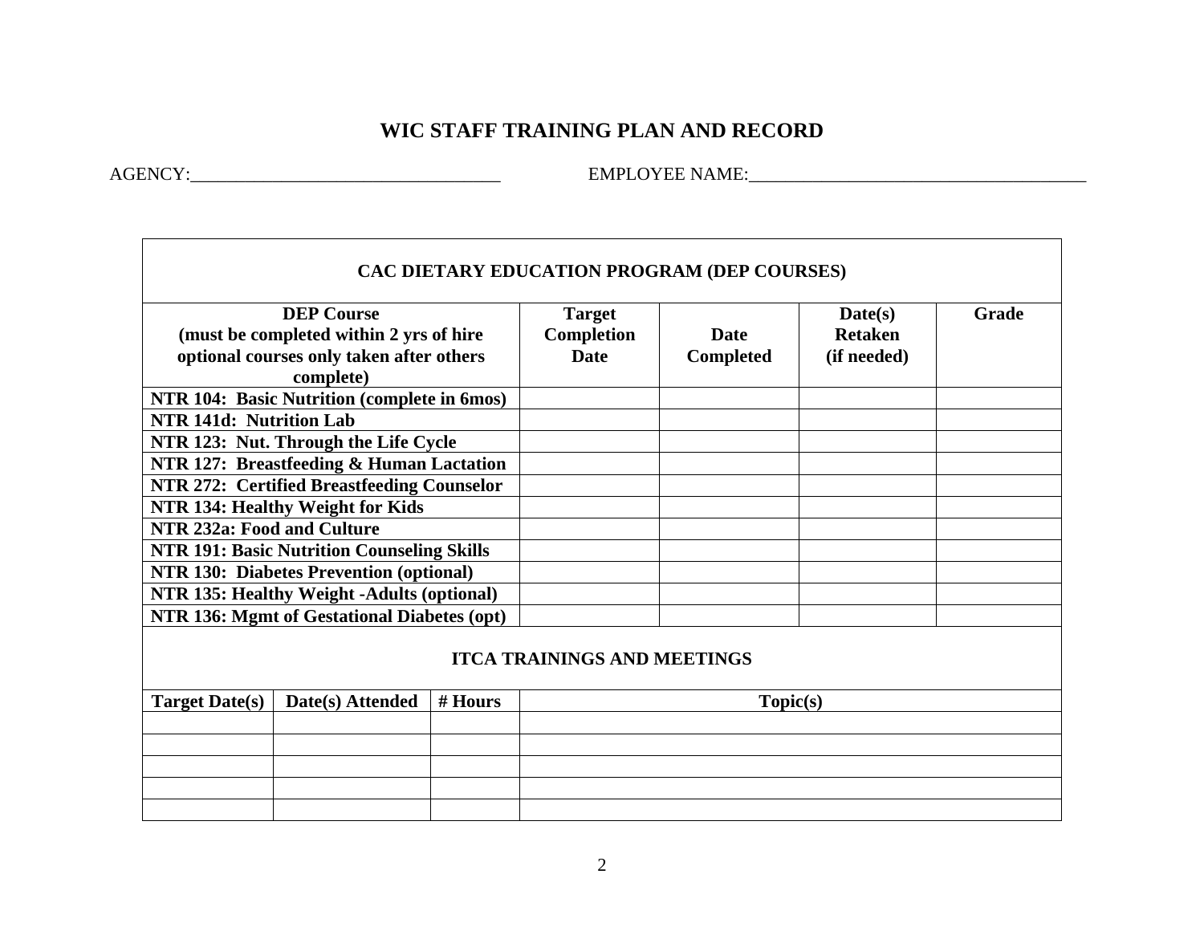# WIC STAFF TRAINING PLAN AND RECORD

AGENCY:___________________________________ EMPLOYEE NAME:_____________________________________

| CAC DIETARY EDUCATION PROGRAM (DEP COURSES) | | | | |
|---|---|---|---|---|
| **DEP Course (must be completed within 2 yrs of hire optional courses only taken after others complete)** | **Target Completion Date** | **Date Completed** | **Date(s) Retaken (if needed)** | **Grade** |
| **NTR 104: Basic Nutrition (complete in 6mos)** | | | | |
| **NTR 141d: Nutrition Lab** | | | | |
| **NTR 123: Nut. Through the Life Cycle** | | | | |
| **NTR 127: Breastfeeding & Human Lactation** | | | | |
| **NTR 272: Certified Breastfeeding Counselor** | | | | |
| **NTR 134: Healthy Weight for Kids** | | | | |
| **NTR 232a: Food and Culture** | | | | |
| **NTR 191: Basic Nutrition Counseling Skills** | | | | |
| **NTR 130: Diabetes Prevention (optional)** | | | | |
| **NTR 135: Healthy Weight -Adults (optional)** | | | | |
| **NTR 136: Mgmt of Gestational Diabetes (opt)** | | | | |

| ITCA TRAININGS AND MEETINGS | | | |
|---|---|---|---|
| **Target Date(s)** | **Date(s) Attended** | **# Hours** | **Topic(s)** |
| | | | |
| | | | |
| | | | |
| | | | |
| | | | |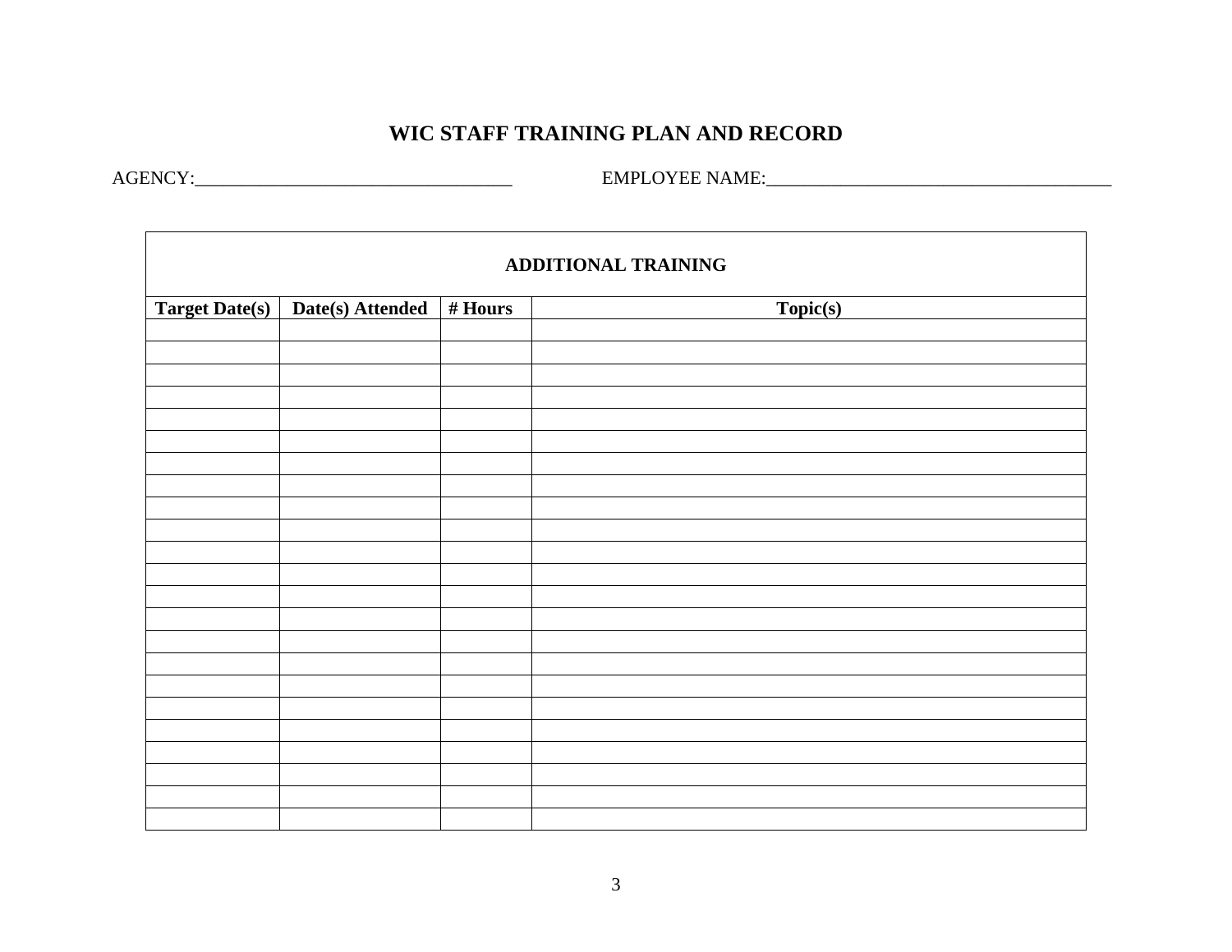# WIC STAFF TRAINING PLAN AND RECORD

AGENCY:___________________________________ EMPLOYEE NAME:_____________________________________

| ADDITIONAL TRAINING | | | |
|---|---|---|---|
| **Target Date(s)** | **Date(s) Attended** | **# Hours** | **Topic(s)** |
| | | | |
| | | | |
| | | | |
| | | | |
| | | | |
| | | | |
| | | | |
| | | | |
| | | | |
| | | | |
| | | | |
| | | | |
| | | | |
| | | | |
| | | | |
| | | | |
| | | | |
| | | | |
| | | | |
| | | | |
| | | | |
| | | | |
| | | | |